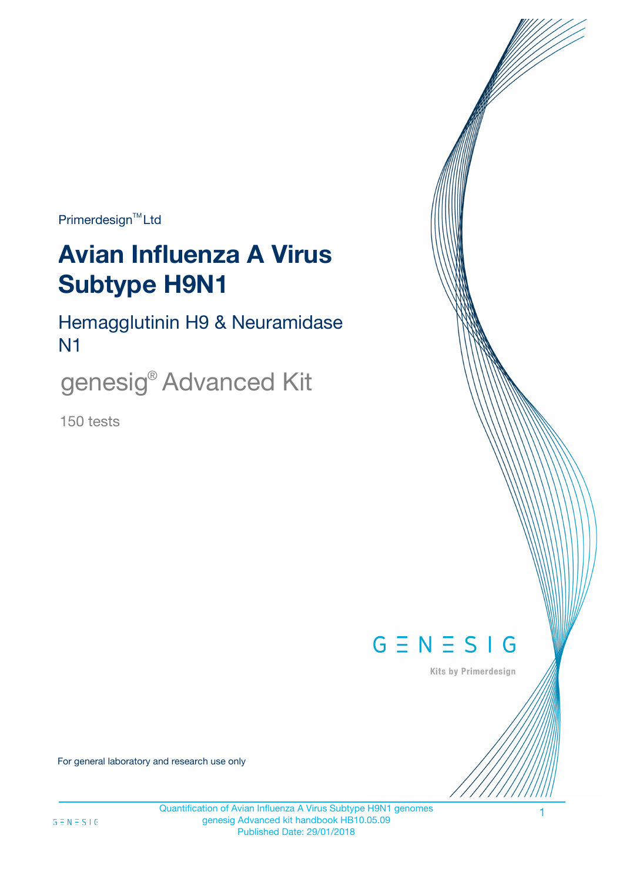Primerdesign™ Ltd

# Avian Influenza A Virus Subtype H9N1

## Hemagglutinin H9 & Neuramidase N1

genesig® Advanced Kit

150 tests

GENESIG

Kits by Primerdesign

For general laboratory and research use only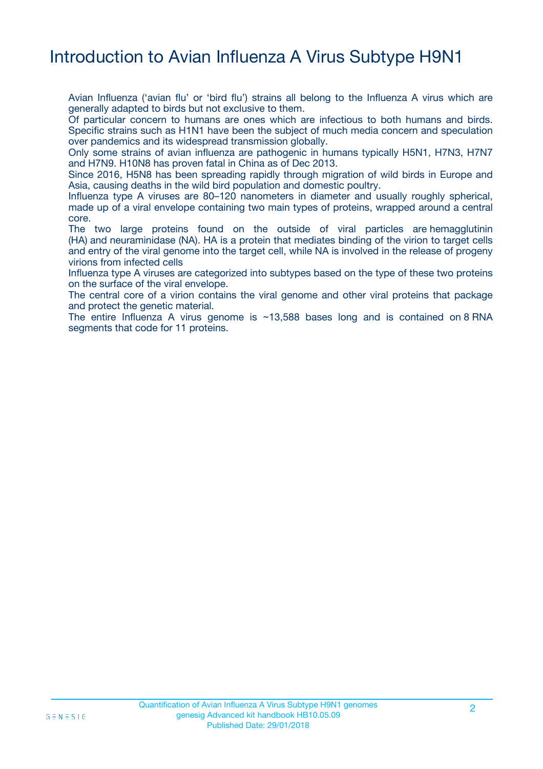# Introduction to Avian Influenza A Virus Subtype H9N1

Avian Influenza ('avian flu' or 'bird flu') strains all belong to the Influenza A virus which are generally adapted to birds but not exclusive to them.

Of particular concern to humans are ones which are infectious to both humans and birds. Specific strains such as H1N1 have been the subject of much media concern and speculation over pandemics and its widespread transmission globally.

Only some strains of avian influenza are pathogenic in humans typically H5N1, H7N3, H7N7 and H7N9. H10N8 has proven fatal in China as of Dec 2013.

Since 2016, H5N8 has been spreading rapidly through migration of wild birds in Europe and Asia, causing deaths in the wild bird population and domestic poultry.

Influenza type A viruses are 80–120 nanometers in diameter and usually roughly spherical, made up of a viral envelope containing two main types of proteins, wrapped around a central core.

The two large proteins found on the outside of viral particles are hemagglutinin (HA) and neuraminidase (NA). HA is a protein that mediates binding of the virion to target cells and entry of the viral genome into the target cell, while NA is involved in the release of progeny virions from infected cells

Influenza type A viruses are categorized into subtypes based on the type of these two proteins on the surface of the viral envelope.

The central core of a virion contains the viral genome and other viral proteins that package and protect the genetic material.

The entire Influenza A virus genome is ~13,588 bases long and is contained on 8 RNA segments that code for 11 proteins.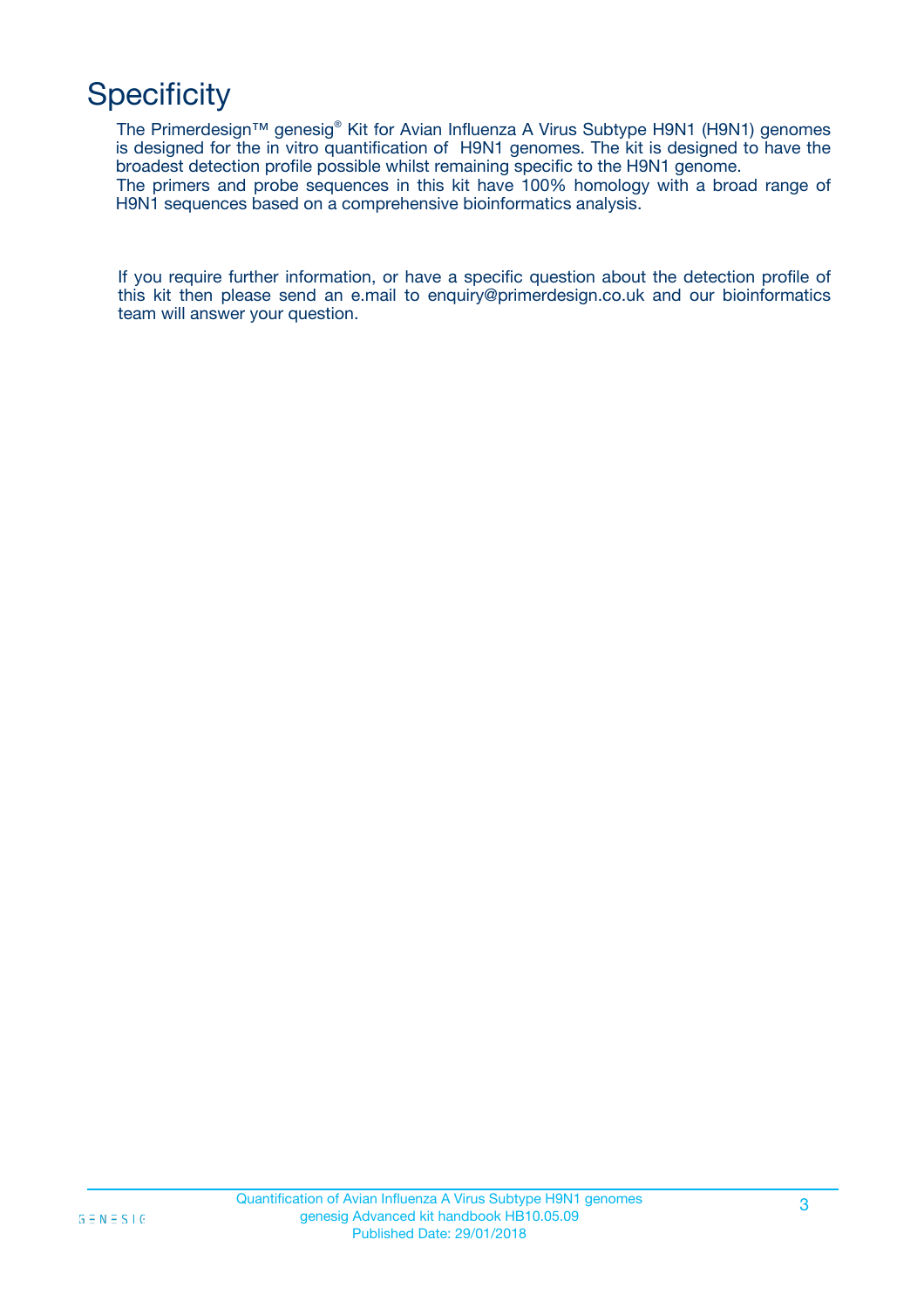# Specificity

The Primerdesign™ genesig® Kit for Avian Influenza A Virus Subtype H9N1 (H9N1) genomes is designed for the in vitro quantification of H9N1 genomes. The kit is designed to have the broadest detection profile possible whilst remaining specific to the H9N1 genome.
The primers and probe sequences in this kit have 100% homology with a broad range of H9N1 sequences based on a comprehensive bioinformatics analysis.

If you require further information, or have a specific question about the detection profile of this kit then please send an e.mail to enquiry@primerdesign.co.uk and our bioinformatics team will answer your question.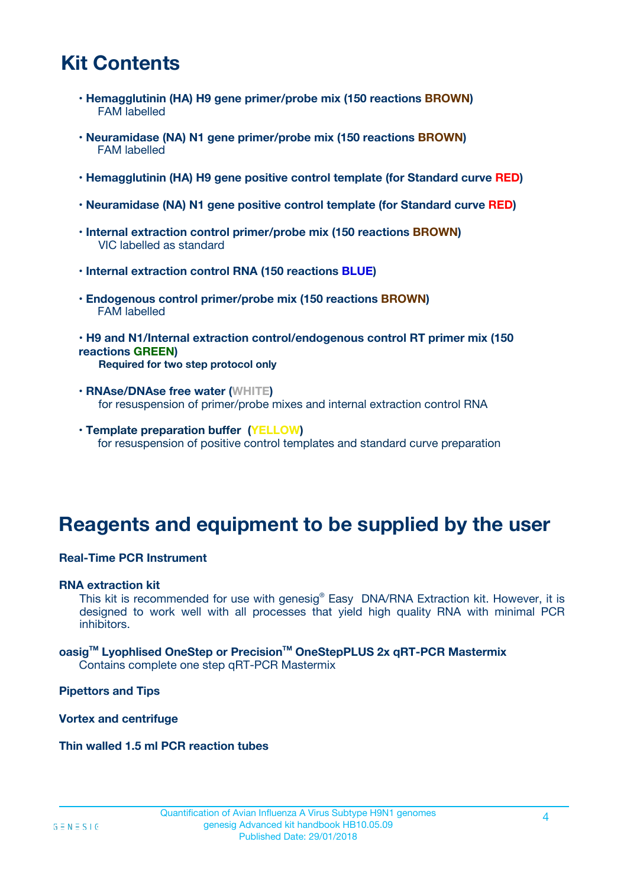# Kit Contents

- **Hemagglutinin (HA) H9 gene primer/probe mix (150 reactions BROWN)**
  FAM labelled

- **Neuramidase (NA) N1 gene primer/probe mix (150 reactions BROWN)**
  FAM labelled

- **Hemagglutinin (HA) H9 gene positive control template (for Standard curve RED)**

- **Neuramidase (NA) N1 gene positive control template (for Standard curve RED)**

- **Internal extraction control primer/probe mix (150 reactions BROWN)**
  VIC labelled as standard

- **Internal extraction control RNA (150 reactions BLUE)**

- **Endogenous control primer/probe mix (150 reactions BROWN)**
  FAM labelled

- **H9 and N1/Internal extraction control/endogenous control RT primer mix (150 reactions GREEN)**
  **Required for two step protocol only**

- **RNAse/DNAse free water (WHITE)**
  for resuspension of primer/probe mixes and internal extraction control RNA

- **Template preparation buffer (YELLOW)**
  for resuspension of positive control templates and standard curve preparation

# Reagents and equipment to be supplied by the user

**Real-Time PCR Instrument**

**RNA extraction kit**
This kit is recommended for use with genesig® Easy DNA/RNA Extraction kit. However, it is designed to work well with all processes that yield high quality RNA with minimal PCR inhibitors.

**oasig™ Lyophlised OneStep or Precision™ OneStepPLUS 2x qRT-PCR Mastermix**
Contains complete one step qRT-PCR Mastermix

**Pipettors and Tips**

**Vortex and centrifuge**

**Thin walled 1.5 ml PCR reaction tubes**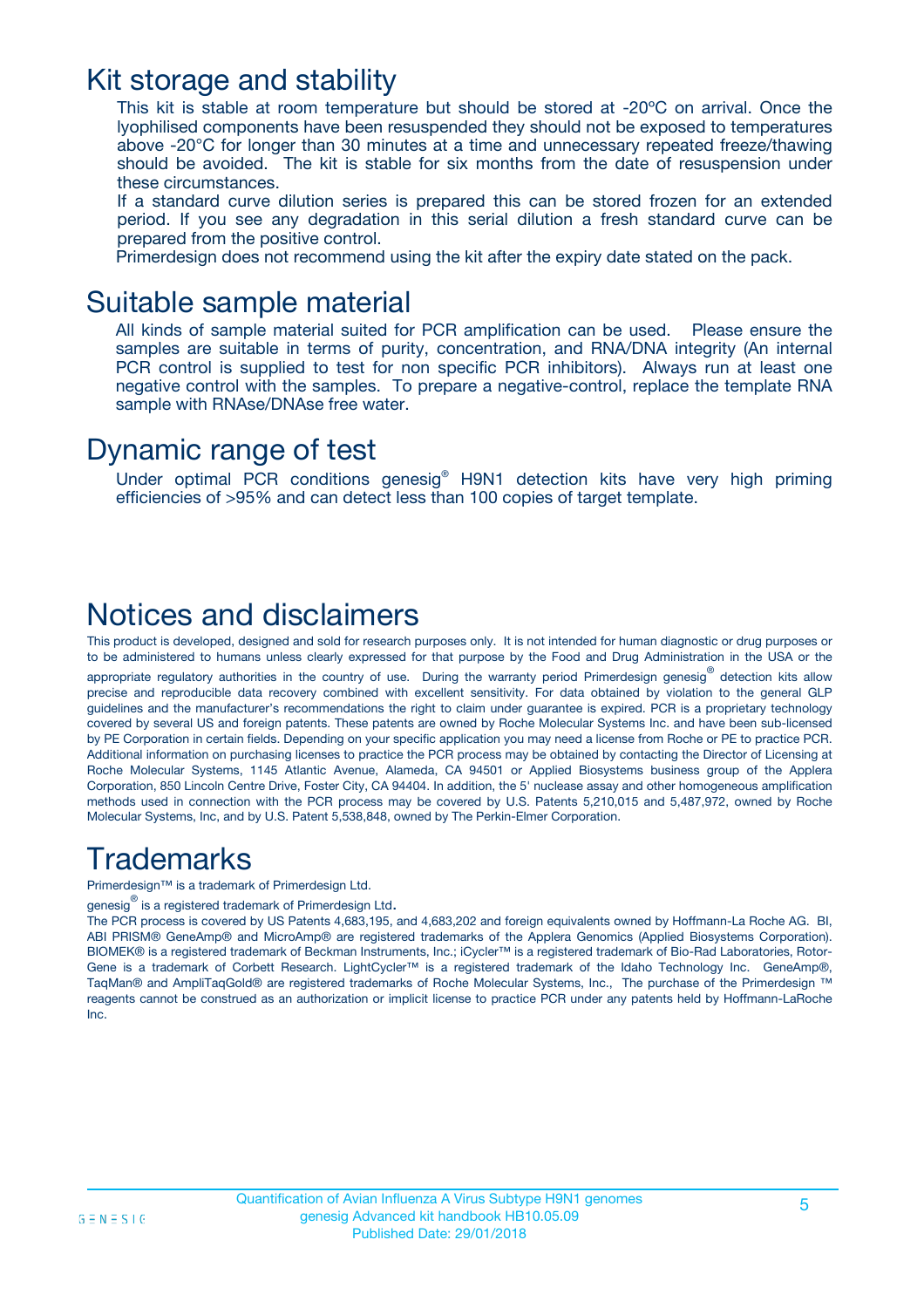## Kit storage and stability

This kit is stable at room temperature but should be stored at -20ºC on arrival. Once the lyophilised components have been resuspended they should not be exposed to temperatures above -20°C for longer than 30 minutes at a time and unnecessary repeated freeze/thawing should be avoided. The kit is stable for six months from the date of resuspension under these circumstances.

If a standard curve dilution series is prepared this can be stored frozen for an extended period. If you see any degradation in this serial dilution a fresh standard curve can be prepared from the positive control.

Primerdesign does not recommend using the kit after the expiry date stated on the pack.

## Suitable sample material

All kinds of sample material suited for PCR amplification can be used. Please ensure the samples are suitable in terms of purity, concentration, and RNA/DNA integrity (An internal PCR control is supplied to test for non specific PCR inhibitors). Always run at least one negative control with the samples. To prepare a negative-control, replace the template RNA sample with RNAse/DNAse free water.

## Dynamic range of test

Under optimal PCR conditions genesig® H9N1 detection kits have very high priming efficiencies of >95% and can detect less than 100 copies of target template.

## Notices and disclaimers

This product is developed, designed and sold for research purposes only. It is not intended for human diagnostic or drug purposes or to be administered to humans unless clearly expressed for that purpose by the Food and Drug Administration in the USA or the appropriate regulatory authorities in the country of use. During the warranty period Primerdesign genesig® detection kits allow precise and reproducible data recovery combined with excellent sensitivity. For data obtained by violation to the general GLP guidelines and the manufacturer's recommendations the right to claim under guarantee is expired. PCR is a proprietary technology covered by several US and foreign patents. These patents are owned by Roche Molecular Systems Inc. and have been sub-licensed by PE Corporation in certain fields. Depending on your specific application you may need a license from Roche or PE to practice PCR. Additional information on purchasing licenses to practice the PCR process may be obtained by contacting the Director of Licensing at Roche Molecular Systems, 1145 Atlantic Avenue, Alameda, CA 94501 or Applied Biosystems business group of the Applera Corporation, 850 Lincoln Centre Drive, Foster City, CA 94404. In addition, the 5' nuclease assay and other homogeneous amplification methods used in connection with the PCR process may be covered by U.S. Patents 5,210,015 and 5,487,972, owned by Roche Molecular Systems, Inc, and by U.S. Patent 5,538,848, owned by The Perkin-Elmer Corporation.

## Trademarks

Primerdesign™ is a trademark of Primerdesign Ltd.

genesig® is a registered trademark of Primerdesign Ltd.

The PCR process is covered by US Patents 4,683,195, and 4,683,202 and foreign equivalents owned by Hoffmann-La Roche AG. BI, ABI PRISM® GeneAmp® and MicroAmp® are registered trademarks of the Applera Genomics (Applied Biosystems Corporation). BIOMEK® is a registered trademark of Beckman Instruments, Inc.; iCycler™ is a registered trademark of Bio-Rad Laboratories, Rotor-Gene is a trademark of Corbett Research. LightCycler™ is a registered trademark of the Idaho Technology Inc. GeneAmp®, TaqMan® and AmpliTaqGold® are registered trademarks of Roche Molecular Systems, Inc., The purchase of the Primerdesign ™ reagents cannot be construed as an authorization or implicit license to practice PCR under any patents held by Hoffmann-LaRoche Inc.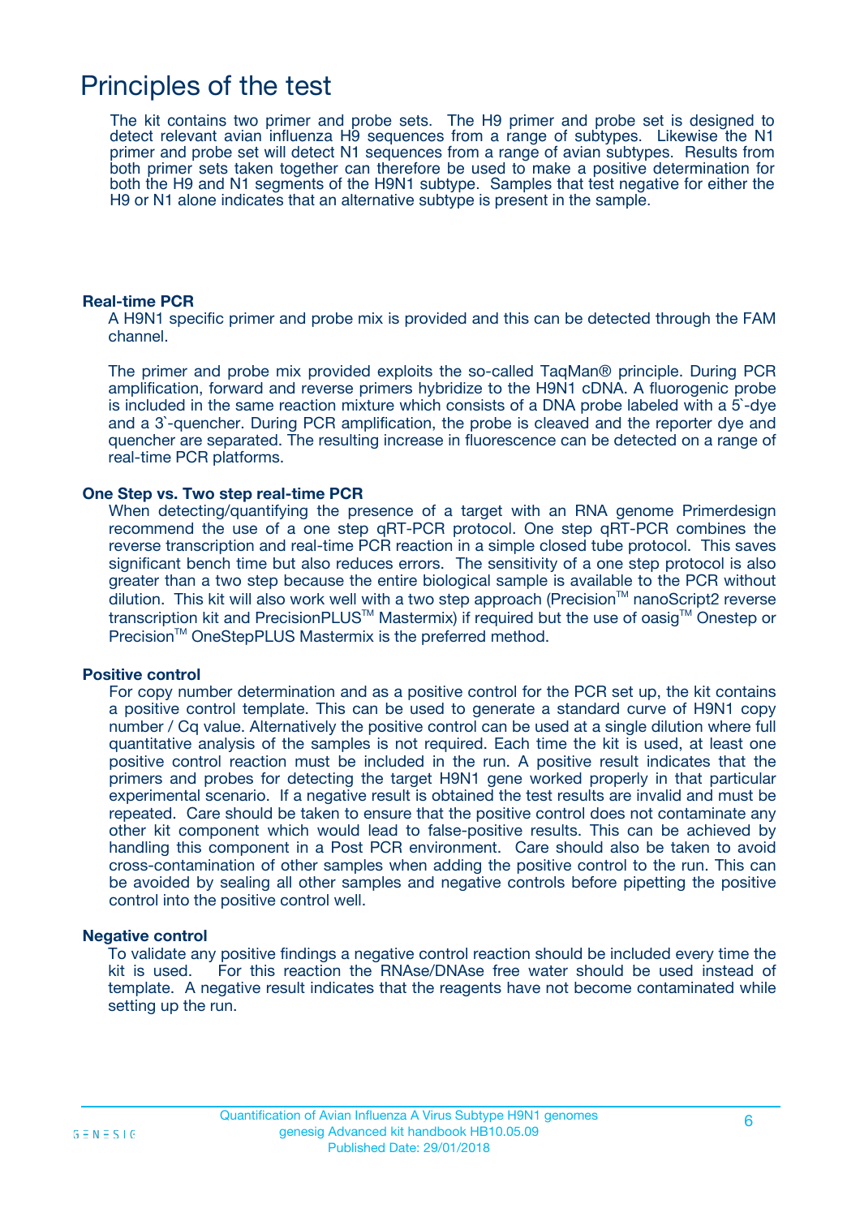# Principles of the test

The kit contains two primer and probe sets. The H9 primer and probe set is designed to detect relevant avian influenza H9 sequences from a range of subtypes. Likewise the N1 primer and probe set will detect N1 sequences from a range of avian subtypes. Results from both primer sets taken together can therefore be used to make a positive determination for both the H9 and N1 segments of the H9N1 subtype. Samples that test negative for either the H9 or N1 alone indicates that an alternative subtype is present in the sample.

**Real-time PCR**

A H9N1 specific primer and probe mix is provided and this can be detected through the FAM channel.

The primer and probe mix provided exploits the so-called TaqMan® principle. During PCR amplification, forward and reverse primers hybridize to the H9N1 cDNA. A fluorogenic probe is included in the same reaction mixture which consists of a DNA probe labeled with a 5`-dye and a 3`-quencher. During PCR amplification, the probe is cleaved and the reporter dye and quencher are separated. The resulting increase in fluorescence can be detected on a range of real-time PCR platforms.

**One Step vs. Two step real-time PCR**

When detecting/quantifying the presence of a target with an RNA genome Primerdesign recommend the use of a one step qRT-PCR protocol. One step qRT-PCR combines the reverse transcription and real-time PCR reaction in a simple closed tube protocol. This saves significant bench time but also reduces errors. The sensitivity of a one step protocol is also greater than a two step because the entire biological sample is available to the PCR without dilution. This kit will also work well with a two step approach (Precision™ nanoScript2 reverse transcription kit and PrecisionPLUS™ Mastermix) if required but the use of oasig™ Onestep or Precision™ OneStepPLUS Mastermix is the preferred method.

**Positive control**

For copy number determination and as a positive control for the PCR set up, the kit contains a positive control template. This can be used to generate a standard curve of H9N1 copy number / Cq value. Alternatively the positive control can be used at a single dilution where full quantitative analysis of the samples is not required. Each time the kit is used, at least one positive control reaction must be included in the run. A positive result indicates that the primers and probes for detecting the target H9N1 gene worked properly in that particular experimental scenario. If a negative result is obtained the test results are invalid and must be repeated. Care should be taken to ensure that the positive control does not contaminate any other kit component which would lead to false-positive results. This can be achieved by handling this component in a Post PCR environment. Care should also be taken to avoid cross-contamination of other samples when adding the positive control to the run. This can be avoided by sealing all other samples and negative controls before pipetting the positive control into the positive control well.

**Negative control**

To validate any positive findings a negative control reaction should be included every time the kit is used. For this reaction the RNAse/DNAse free water should be used instead of template. A negative result indicates that the reagents have not become contaminated while setting up the run.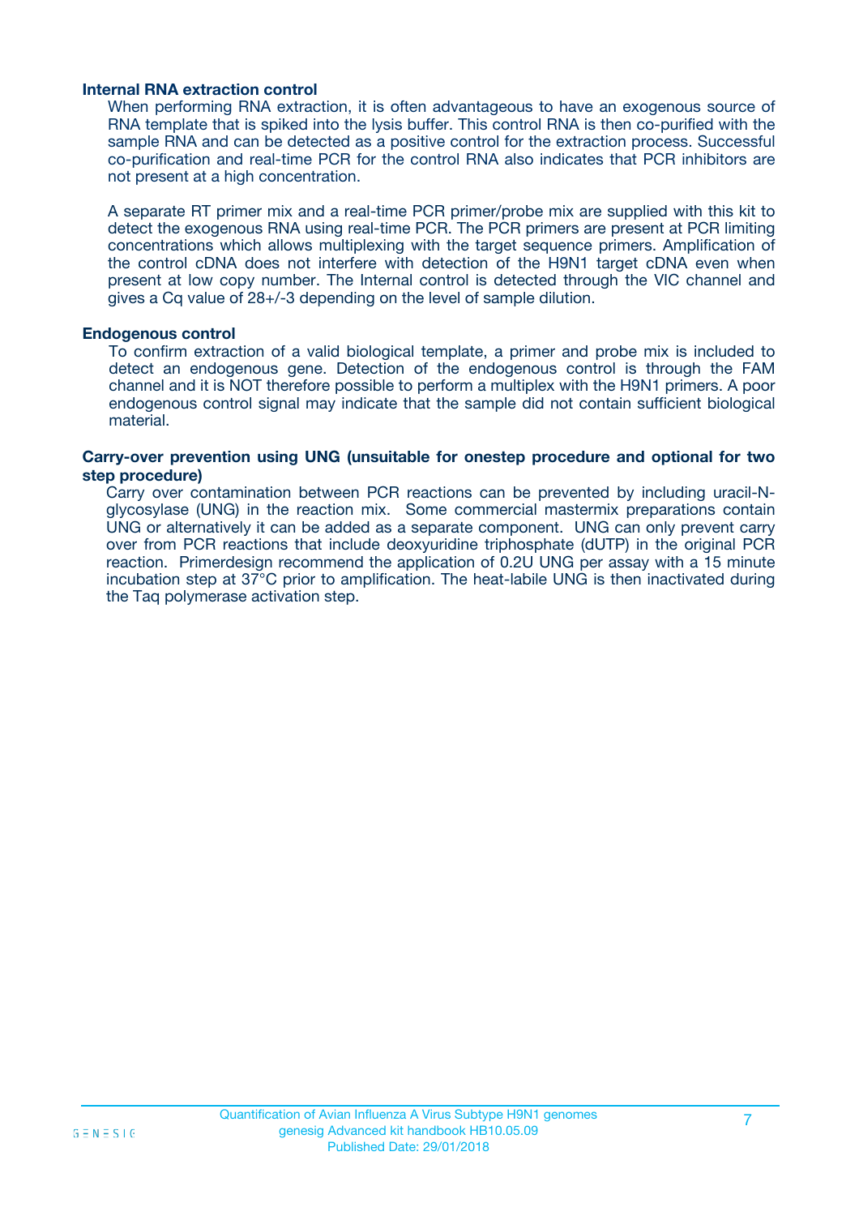### Internal RNA extraction control

When performing RNA extraction, it is often advantageous to have an exogenous source of RNA template that is spiked into the lysis buffer. This control RNA is then co-purified with the sample RNA and can be detected as a positive control for the extraction process. Successful co-purification and real-time PCR for the control RNA also indicates that PCR inhibitors are not present at a high concentration.

A separate RT primer mix and a real-time PCR primer/probe mix are supplied with this kit to detect the exogenous RNA using real-time PCR. The PCR primers are present at PCR limiting concentrations which allows multiplexing with the target sequence primers. Amplification of the control cDNA does not interfere with detection of the H9N1 target cDNA even when present at low copy number. The Internal control is detected through the VIC channel and gives a Cq value of 28+/-3 depending on the level of sample dilution.

### Endogenous control

To confirm extraction of a valid biological template, a primer and probe mix is included to detect an endogenous gene. Detection of the endogenous control is through the FAM channel and it is NOT therefore possible to perform a multiplex with the H9N1 primers. A poor endogenous control signal may indicate that the sample did not contain sufficient biological material.

### Carry-over prevention using UNG (unsuitable for onestep procedure and optional for two step procedure)

Carry over contamination between PCR reactions can be prevented by including uracil-N-glycosylase (UNG) in the reaction mix. Some commercial mastermix preparations contain UNG or alternatively it can be added as a separate component. UNG can only prevent carry over from PCR reactions that include deoxyuridine triphosphate (dUTP) in the original PCR reaction. Primerdesign recommend the application of 0.2U UNG per assay with a 15 minute incubation step at 37°C prior to amplification. The heat-labile UNG is then inactivated during the Taq polymerase activation step.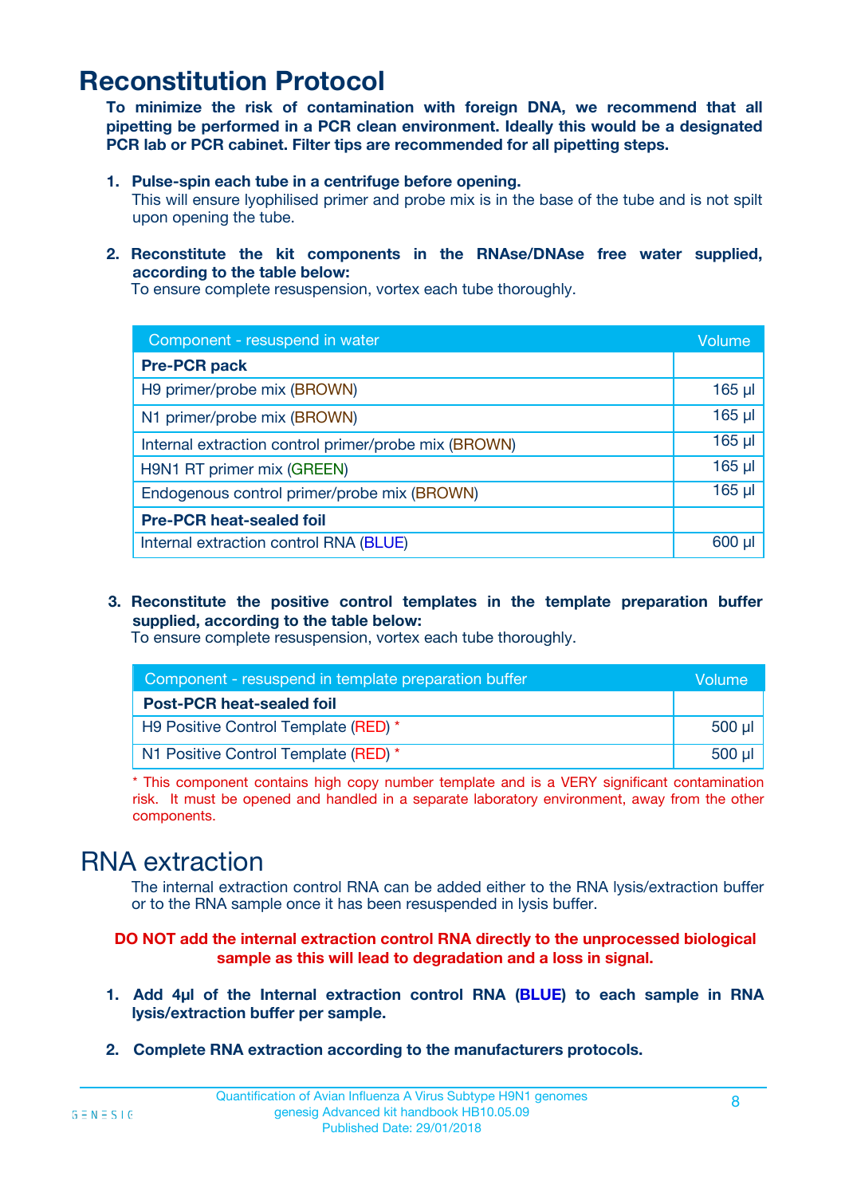# Reconstitution Protocol

**To minimize the risk of contamination with foreign DNA, we recommend that all pipetting be performed in a PCR clean environment. Ideally this would be a designated PCR lab or PCR cabinet. Filter tips are recommended for all pipetting steps.**

1. **Pulse-spin each tube in a centrifuge before opening.**
   This will ensure lyophilised primer and probe mix is in the base of the tube and is not spilt upon opening the tube.

2. **Reconstitute the kit components in the RNAse/DNAse free water supplied, according to the table below:**
   To ensure complete resuspension, vortex each tube thoroughly.

| Component - resuspend in water | Volume |
|---|---|
| **Pre-PCR pack** | |
| H9 primer/probe mix (BROWN) | 165 µl |
| N1 primer/probe mix (BROWN) | 165 µl |
| Internal extraction control primer/probe mix (BROWN) | 165 µl |
| H9N1 RT primer mix (GREEN) | 165 µl |
| Endogenous control primer/probe mix (BROWN) | 165 µl |
| **Pre-PCR heat-sealed foil** | |
| Internal extraction control RNA (BLUE) | 600 µl |

3. **Reconstitute the positive control templates in the template preparation buffer supplied, according to the table below:**
   To ensure complete resuspension, vortex each tube thoroughly.

| Component - resuspend in template preparation buffer | Volume |
|---|---|
| **Post-PCR heat-sealed foil** | |
| H9 Positive Control Template (RED) * | 500 µl |
| N1 Positive Control Template (RED) * | 500 µl |

* This component contains high copy number template and is a VERY significant contamination risk. It must be opened and handled in a separate laboratory environment, away from the other components.

# RNA extraction

The internal extraction control RNA can be added either to the RNA lysis/extraction buffer or to the RNA sample once it has been resuspended in lysis buffer.

**DO NOT add the internal extraction control RNA directly to the unprocessed biological sample as this will lead to degradation and a loss in signal.**

1. **Add 4µl of the Internal extraction control RNA (BLUE) to each sample in RNA lysis/extraction buffer per sample.**

2. **Complete RNA extraction according to the manufacturers protocols.**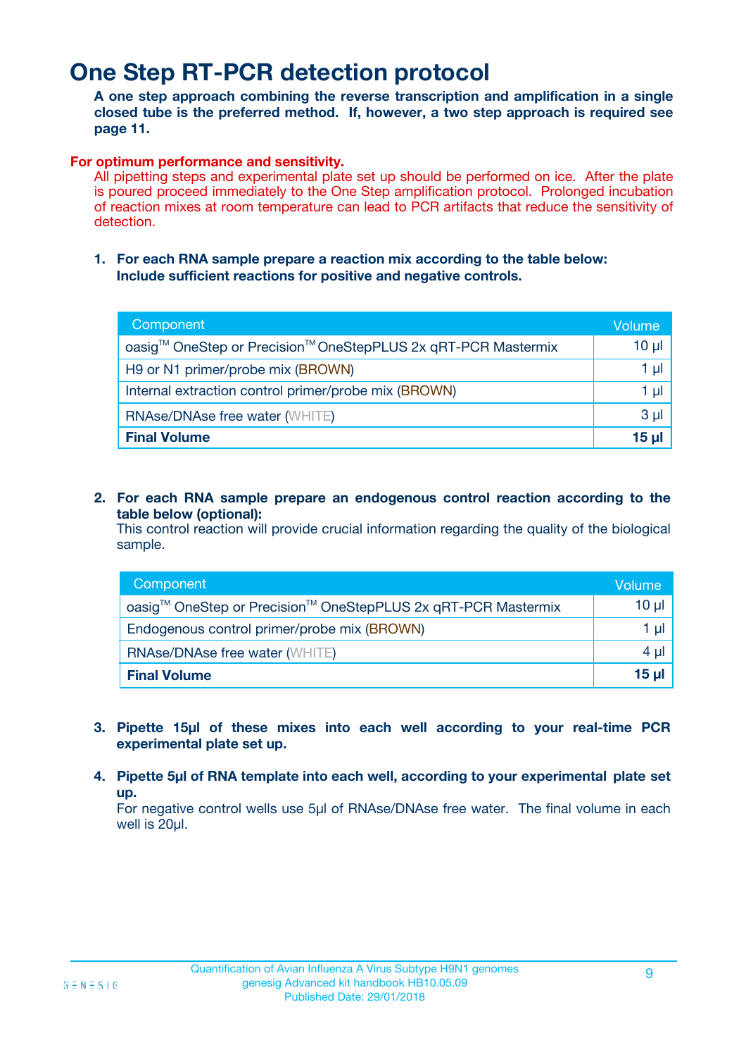# One Step RT-PCR detection protocol

**A one step approach combining the reverse transcription and amplification in a single closed tube is the preferred method. If, however, a two step approach is required see page 11.**

**For optimum performance and sensitivity.**

All pipetting steps and experimental plate set up should be performed on ice. After the plate is poured proceed immediately to the One Step amplification protocol. Prolonged incubation of reaction mixes at room temperature can lead to PCR artifacts that reduce the sensitivity of detection.

1. **For each RNA sample prepare a reaction mix according to the table below: Include sufficient reactions for positive and negative controls.**

| Component | Volume |
|---|---|
| oasig™ OneStep or Precision™ OneStepPLUS 2x qRT-PCR Mastermix | 10 µl |
| H9 or N1 primer/probe mix (BROWN) | 1 µl |
| Internal extraction control primer/probe mix (BROWN) | 1 µl |
| RNAse/DNAse free water (WHITE) | 3 µl |
| **Final Volume** | **15 µl** |

2. **For each RNA sample prepare an endogenous control reaction according to the table below (optional):**
   This control reaction will provide crucial information regarding the quality of the biological sample.

| Component | Volume |
|---|---|
| oasig™ OneStep or Precision™ OneStepPLUS 2x qRT-PCR Mastermix | 10 µl |
| Endogenous control primer/probe mix (BROWN) | 1 µl |
| RNAse/DNAse free water (WHITE) | 4 µl |
| **Final Volume** | **15 µl** |

3. **Pipette 15µl of these mixes into each well according to your real-time PCR experimental plate set up.**

4. **Pipette 5µl of RNA template into each well, according to your experimental plate set up.**
   For negative control wells use 5µl of RNAse/DNAse free water. The final volume in each well is 20µl.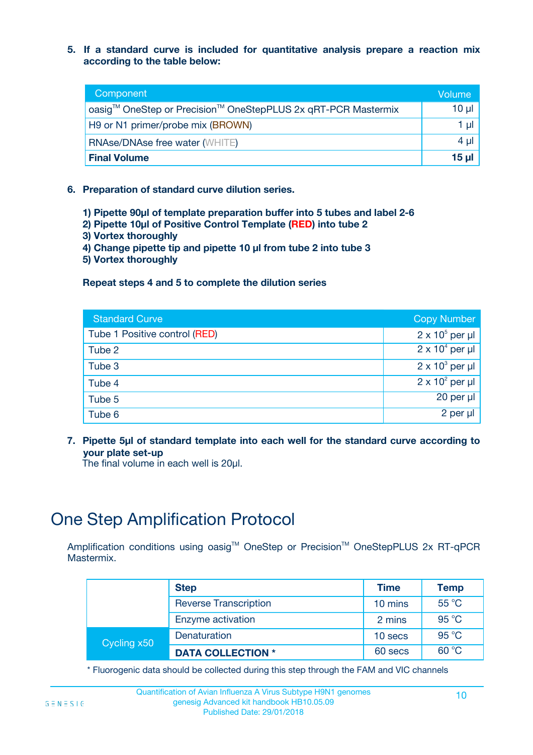**5. If a standard curve is included for quantitative analysis prepare a reaction mix according to the table below:**

| Component | Volume |
|---|---|
| oasig™ OneStep or Precision™ OneStepPLUS 2x qRT-PCR Mastermix | 10 µl |
| H9 or N1 primer/probe mix (BROWN) | 1 µl |
| RNAse/DNAse free water (WHITE) | 4 µl |
| **Final Volume** | **15 µl** |

**6. Preparation of standard curve dilution series.**

**1) Pipette 90µl of template preparation buffer into 5 tubes and label 2-6**
**2) Pipette 10µl of Positive Control Template (RED) into tube 2**
**3) Vortex thoroughly**
**4) Change pipette tip and pipette 10 µl from tube 2 into tube 3**
**5) Vortex thoroughly**

**Repeat steps 4 and 5 to complete the dilution series**

| Standard Curve | Copy Number |
|---|---|
| Tube 1 Positive control (RED) | $2 \times 10^5$ per µl |
| Tube 2 | $2 \times 10^4$ per µl |
| Tube 3 | $2 \times 10^3$ per µl |
| Tube 4 | $2 \times 10^2$ per µl |
| Tube 5 | 20 per µl |
| Tube 6 | 2 per µl |

**7. Pipette 5µl of standard template into each well for the standard curve according to your plate set-up**
The final volume in each well is 20µl.

# One Step Amplification Protocol

Amplification conditions using oasig™ OneStep or Precision™ OneStepPLUS 2x RT-qPCR Mastermix.

| | Step | Time | Temp |
|---|---|---|---|
| | Reverse Transcription | 10 mins | 55 °C |
| | Enzyme activation | 2 mins | 95 °C |
| Cycling x50 | Denaturation | 10 secs | 95 °C |
| | **DATA COLLECTION *** | 60 secs | 60 °C |

* Fluorogenic data should be collected during this step through the FAM and VIC channels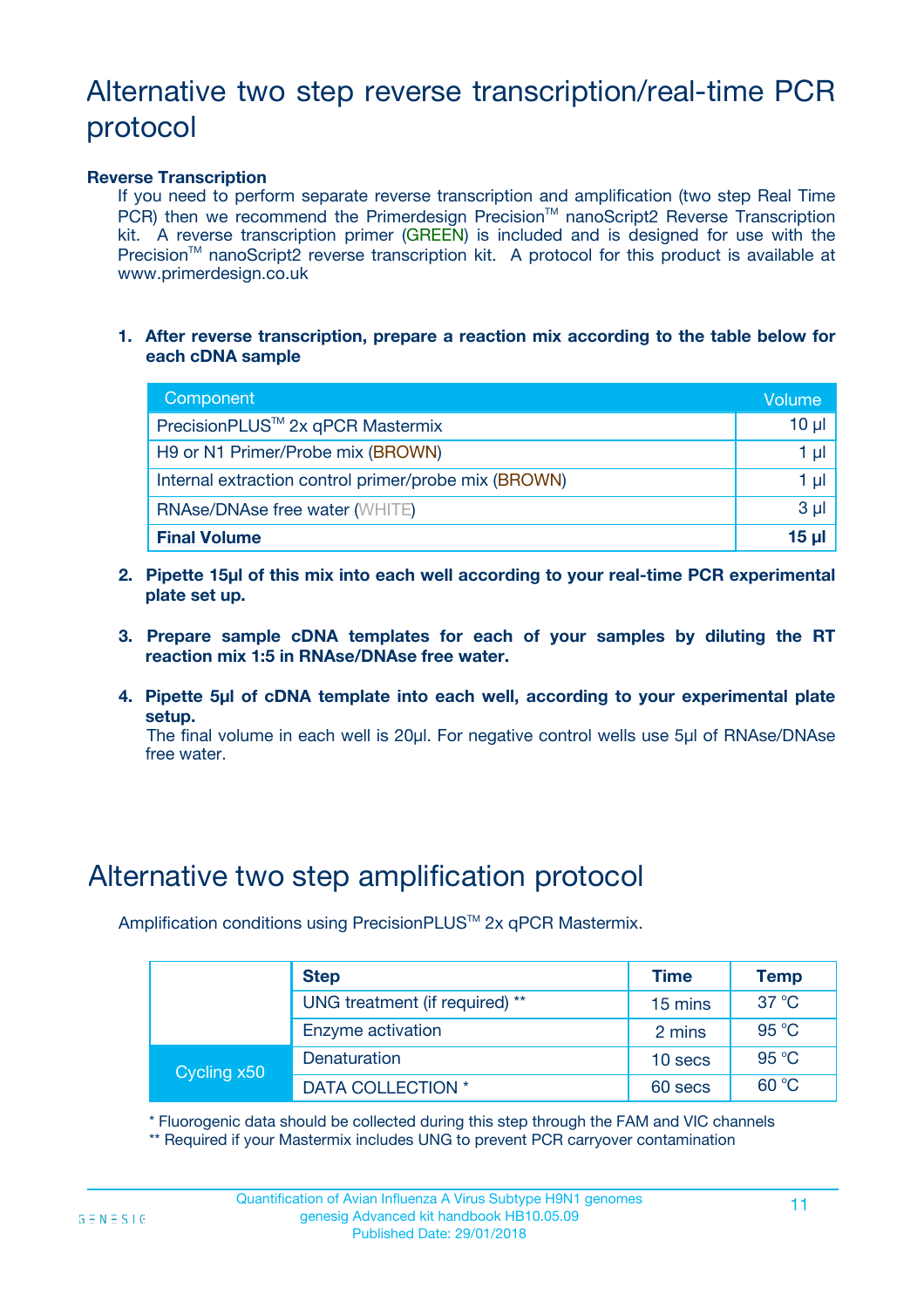# Alternative two step reverse transcription/real-time PCR protocol

**Reverse Transcription**

If you need to perform separate reverse transcription and amplification (two step Real Time PCR) then we recommend the Primerdesign Precision™ nanoScript2 Reverse Transcription kit. A reverse transcription primer (GREEN) is included and is designed for use with the Precision™ nanoScript2 reverse transcription kit. A protocol for this product is available at www.primerdesign.co.uk

1. **After reverse transcription, prepare a reaction mix according to the table below for each cDNA sample**

| Component | Volume |
|---|---|
| PrecisionPLUS™ 2x qPCR Mastermix | 10 µl |
| H9 or N1 Primer/Probe mix (BROWN) | 1 µl |
| Internal extraction control primer/probe mix (BROWN) | 1 µl |
| RNAse/DNAse free water (WHITE) | 3 µl |
| **Final Volume** | **15 µl** |

2. **Pipette 15µl of this mix into each well according to your real-time PCR experimental plate set up.**

3. **Prepare sample cDNA templates for each of your samples by diluting the RT reaction mix 1:5 in RNAse/DNAse free water.**

4. **Pipette 5µl of cDNA template into each well, according to your experimental plate setup.**
   The final volume in each well is 20µl. For negative control wells use 5µl of RNAse/DNAse free water.

# Alternative two step amplification protocol

Amplification conditions using PrecisionPLUS™ 2x qPCR Mastermix.

| | Step | Time | Temp |
|---|---|---|---|
| | UNG treatment (if required) ** | 15 mins | 37 °C |
| | Enzyme activation | 2 mins | 95 °C |
| Cycling x50 | Denaturation | 10 secs | 95 °C |
| | DATA COLLECTION * | 60 secs | 60 °C |

* Fluorogenic data should be collected during this step through the FAM and VIC channels

** Required if your Mastermix includes UNG to prevent PCR carryover contamination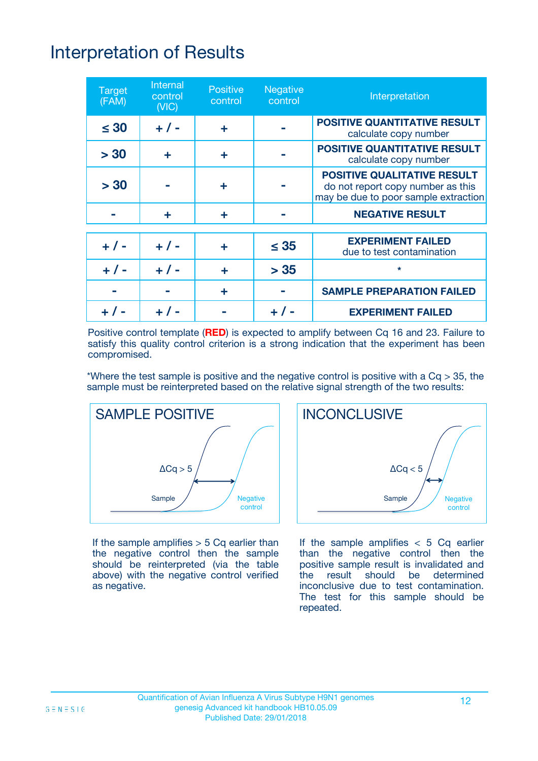# Interpretation of Results

| Target (FAM) | Internal control (VIC) | Positive control | Negative control | Interpretation |
|---|---|---|---|---|
| ≤ 30 | + / - | + | - | **POSITIVE QUANTITATIVE RESULT** calculate copy number |
| > 30 | + | + | - | **POSITIVE QUANTITATIVE RESULT** calculate copy number |
| > 30 | - | + | - | **POSITIVE QUALITATIVE RESULT** do not report copy number as this may be due to poor sample extraction |
| - | + | + | - | **NEGATIVE RESULT** |
| + / - | + / - | + | ≤ 35 | **EXPERIMENT FAILED** due to test contamination |
| + / - | + / - | + | > 35 | * |
| - | - | + | - | **SAMPLE PREPARATION FAILED** |
| + / - | + / - | - | + / - | **EXPERIMENT FAILED** |

Positive control template (**RED**) is expected to amplify between Cq 16 and 23. Failure to satisfy this quality control criterion is a strong indication that the experiment has been compromised.

*Where the test sample is positive and the negative control is positive with a Cq > 35, the sample must be reinterpreted based on the relative signal strength of the two results:

**SAMPLE POSITIVE**

ΔCq > 5

Sample

Negative control

If the sample amplifies > 5 Cq earlier than the negative control then the sample should be reinterpreted (via the table above) with the negative control verified as negative.

**INCONCLUSIVE**

ΔCq < 5

Sample

Negative control

If the sample amplifies < 5 Cq earlier than the negative control then the positive sample result is invalidated and the result should be determined inconclusive due to test contamination. The test for this sample should be repeated.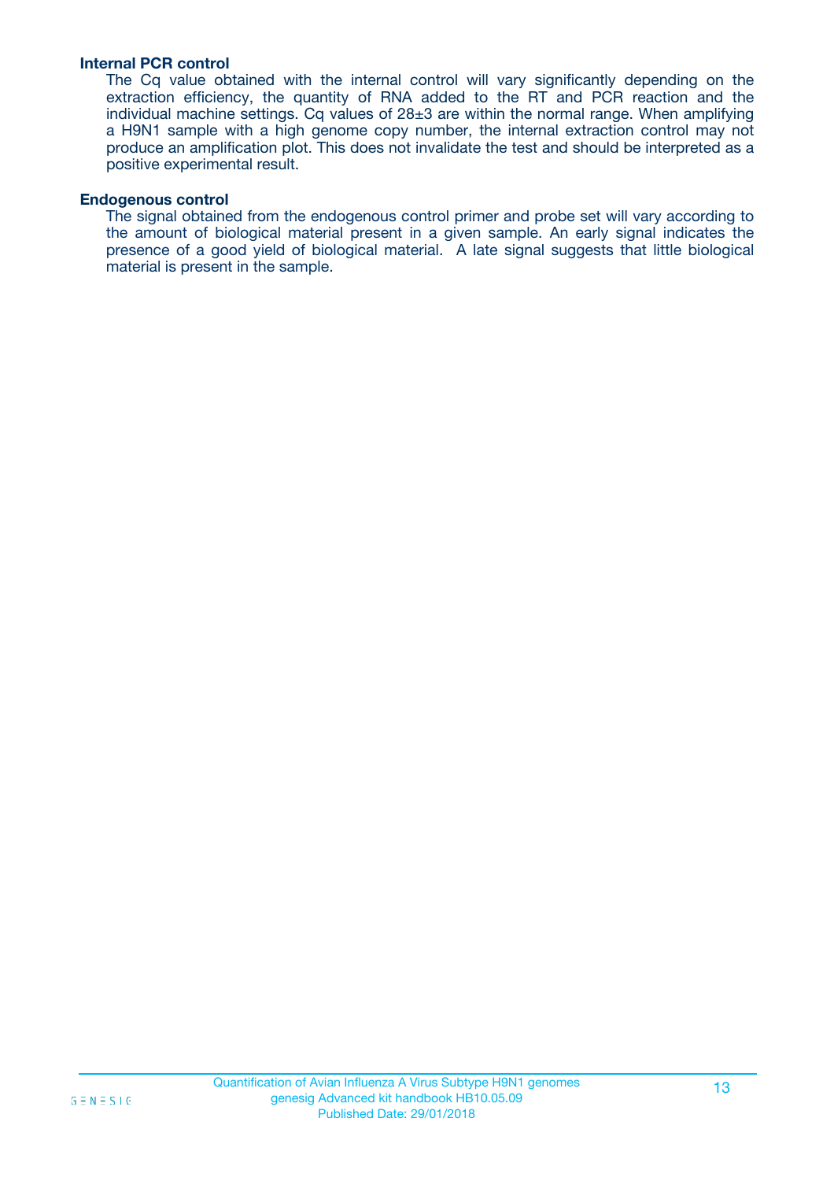### Internal PCR control

The Cq value obtained with the internal control will vary significantly depending on the extraction efficiency, the quantity of RNA added to the RT and PCR reaction and the individual machine settings. Cq values of 28±3 are within the normal range. When amplifying a H9N1 sample with a high genome copy number, the internal extraction control may not produce an amplification plot. This does not invalidate the test and should be interpreted as a positive experimental result.

### Endogenous control

The signal obtained from the endogenous control primer and probe set will vary according to the amount of biological material present in a given sample. An early signal indicates the presence of a good yield of biological material. A late signal suggests that little biological material is present in the sample.